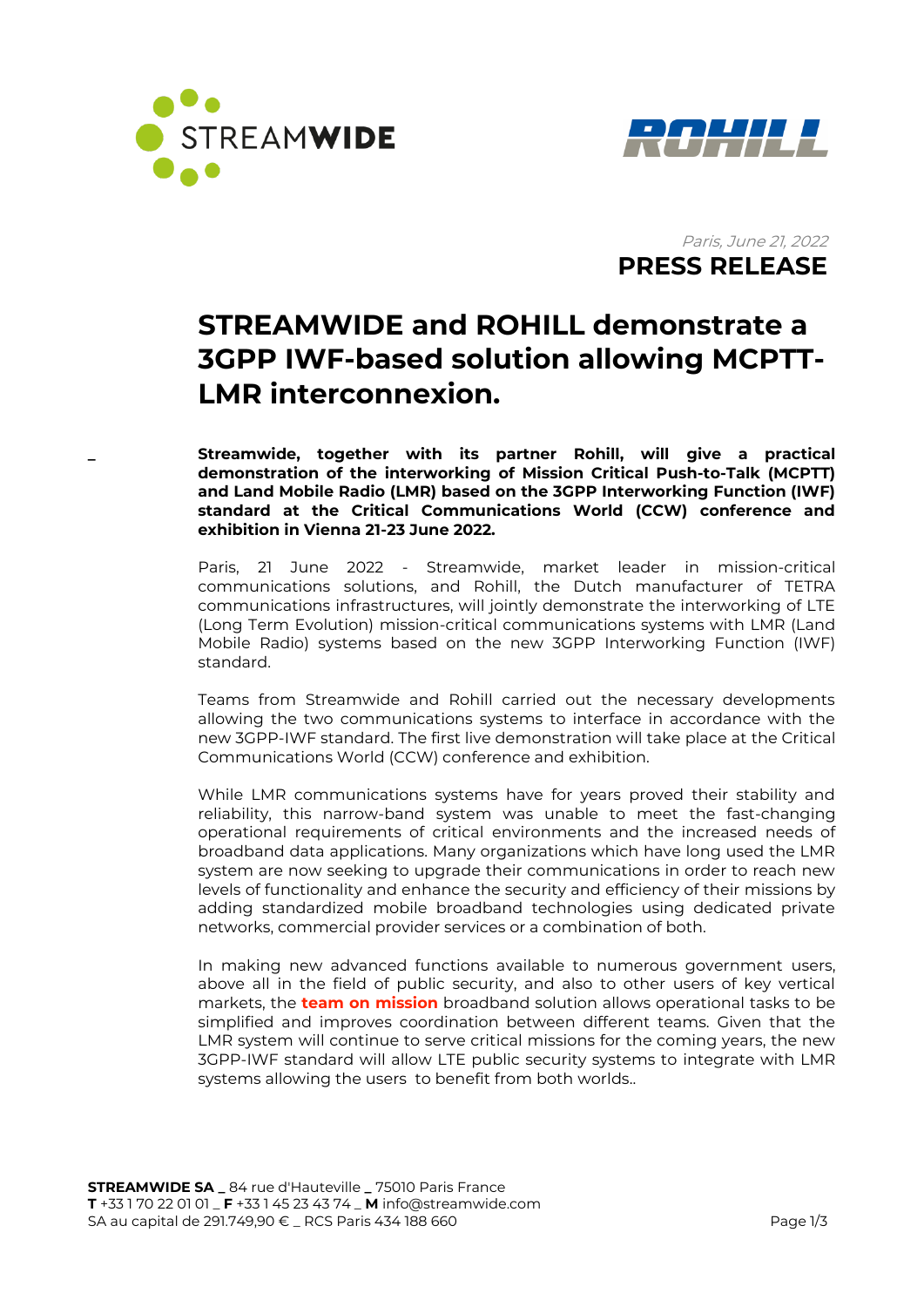*Paris, June 21, 2022*

**PRESS RELEASE**

# STREAMWIDE and ROHILL demonstrate a 3GPP IWF-based solution allowing MCPTT-LMR interconnexion.

–

**Streamwide, together with its partner Rohill, will give a practical demonstration of the interworking of Mission Critical Push-to-Talk (MCPTT) and Land Mobile Radio (LMR) based on the 3GPP Interworking Function (IWF) standard at the Critical Communications World (CCW) conference and exhibition in Vienna 21-23 June 2022.**

Paris, 21 June 2022 - Streamwide, market leader in mission-critical communications solutions, and Rohill, the Dutch manufacturer of TETRA communications infrastructures, will jointly demonstrate the interworking of LTE (Long Term Evolution) mission-critical communications systems with LMR (Land Mobile Radio) systems based on the new 3GPP Interworking Function (IWF) standard.

Teams from Streamwide and Rohill carried out the necessary developments allowing the two communications systems to interface in accordance with the new 3GPP-IWF standard. The first live demonstration will take place at the Critical Communications World (CCW) conference and exhibition.

While LMR communications systems have for years proved their stability and reliability, this narrow-band system was unable to meet the fast-changing operational requirements of critical environments and the increased needs of broadband data applications. Many organizations which have long used the LMR system are now seeking to upgrade their communications in order to reach new levels of functionality and enhance the security and efficiency of their missions by adding standardized mobile broadband technologies using dedicated private networks, commercial provider services or a combination of both.

In making new advanced functions available to numerous government users, above all in the field of public security, and also to other users of key vertical markets, the **team on mission** broadband solution allows operational tasks to be simplified and improves coordination between different teams. Given that the LMR system will continue to serve critical missions for the coming years, the new 3GPP-IWF standard will allow LTE public security systems to integrate with LMR systems allowing the users to benefit from both worlds..

**STREAMWIDE SA** _ 84 rue d'Hauteville _ 75010 Paris France
**T** +33 1 70 22 01 01 _ **F** +33 1 45 23 43 74 _ **M** info@streamwide.com
SA au capital de 291.749,90 € _ RCS Paris 434 188 660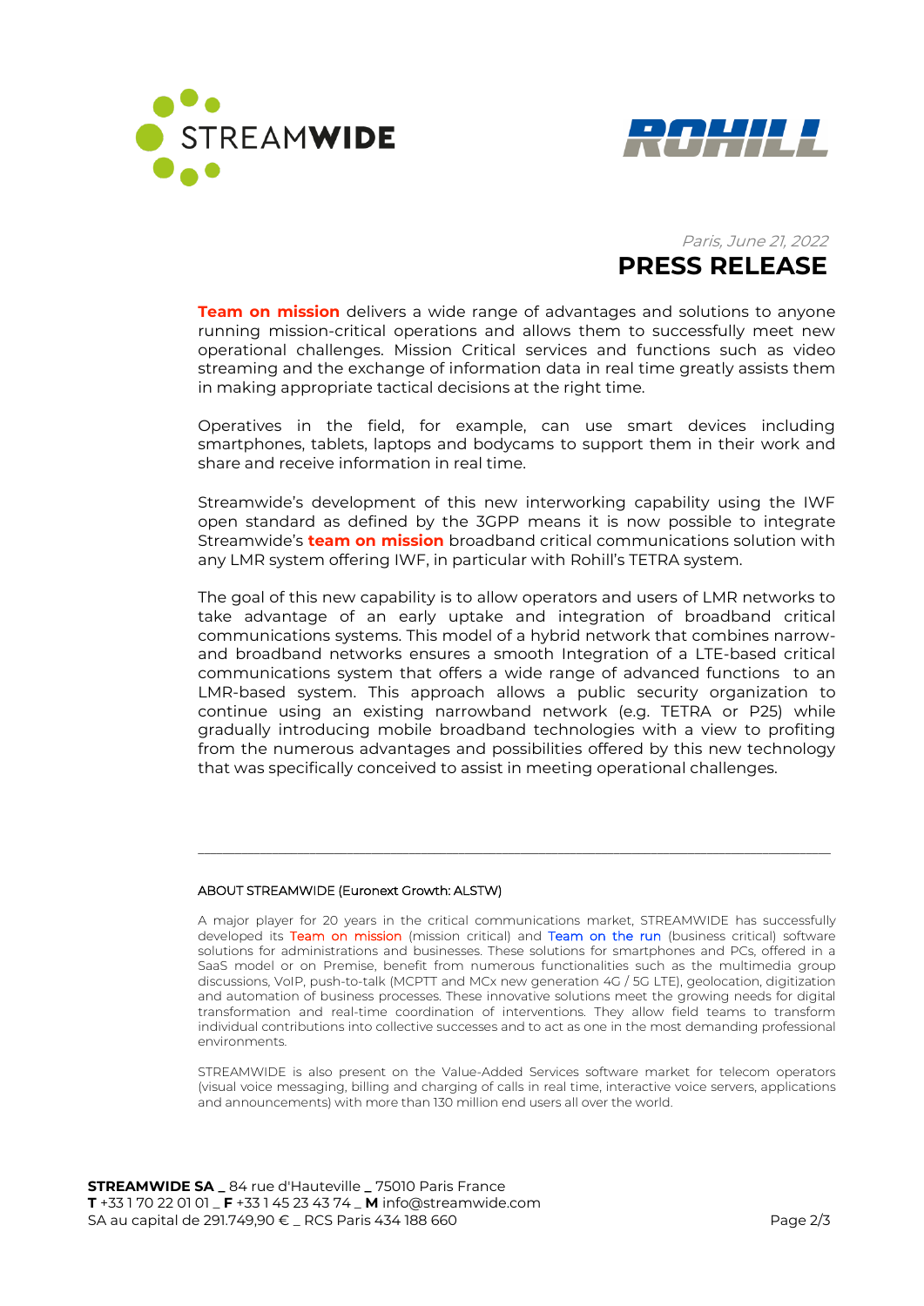*Paris, June 21, 2022*

# PRESS RELEASE

**Team on mission** delivers a wide range of advantages and solutions to anyone running mission-critical operations and allows them to successfully meet new operational challenges. Mission Critical services and functions such as video streaming and the exchange of information data in real time greatly assists them in making appropriate tactical decisions at the right time.

Operatives in the field, for example, can use smart devices including smartphones, tablets, laptops and bodycams to support them in their work and share and receive information in real time.

Streamwide's development of this new interworking capability using the IWF open standard as defined by the 3GPP means it is now possible to integrate Streamwide's **team on mission** broadband critical communications solution with any LMR system offering IWF, in particular with Rohill's TETRA system.

The goal of this new capability is to allow operators and users of LMR networks to take advantage of an early uptake and integration of broadband critical communications systems. This model of a hybrid network that combines narrow- and broadband networks ensures a smooth Integration of a LTE-based critical communications system that offers a wide range of advanced functions to an LMR-based system. This approach allows a public security organization to continue using an existing narrowband network (e.g. TETRA or P25) while gradually introducing mobile broadband technologies with a view to profiting from the numerous advantages and possibilities offered by this new technology that was specifically conceived to assist in meeting operational challenges.

---

ABOUT STREAMWIDE (Euronext Growth: ALSTW)

A major player for 20 years in the critical communications market, STREAMWIDE has successfully developed its Team on mission (mission critical) and Team on the run (business critical) software solutions for administrations and businesses. These solutions for smartphones and PCs, offered in a SaaS model or on Premise, benefit from numerous functionalities such as the multimedia group discussions, VoIP, push-to-talk (MCPTT and MCx new generation 4G / 5G LTE), geolocation, digitization and automation of business processes. These innovative solutions meet the growing needs for digital transformation and real-time coordination of interventions. They allow field teams to transform individual contributions into collective successes and to act as one in the most demanding professional environments.

STREAMWIDE is also present on the Value-Added Services software market for telecom operators (visual voice messaging, billing and charging of calls in real time, interactive voice servers, applications and announcements) with more than 130 million end users all over the world.

**STREAMWIDE SA** _ 84 rue d'Hauteville _ 75010 Paris France
**T** +33 1 70 22 01 01 _ **F** +33 1 45 23 43 74 _ **M** info@streamwide.com
SA au capital de 291.749,90 € _ RCS Paris 434 188 660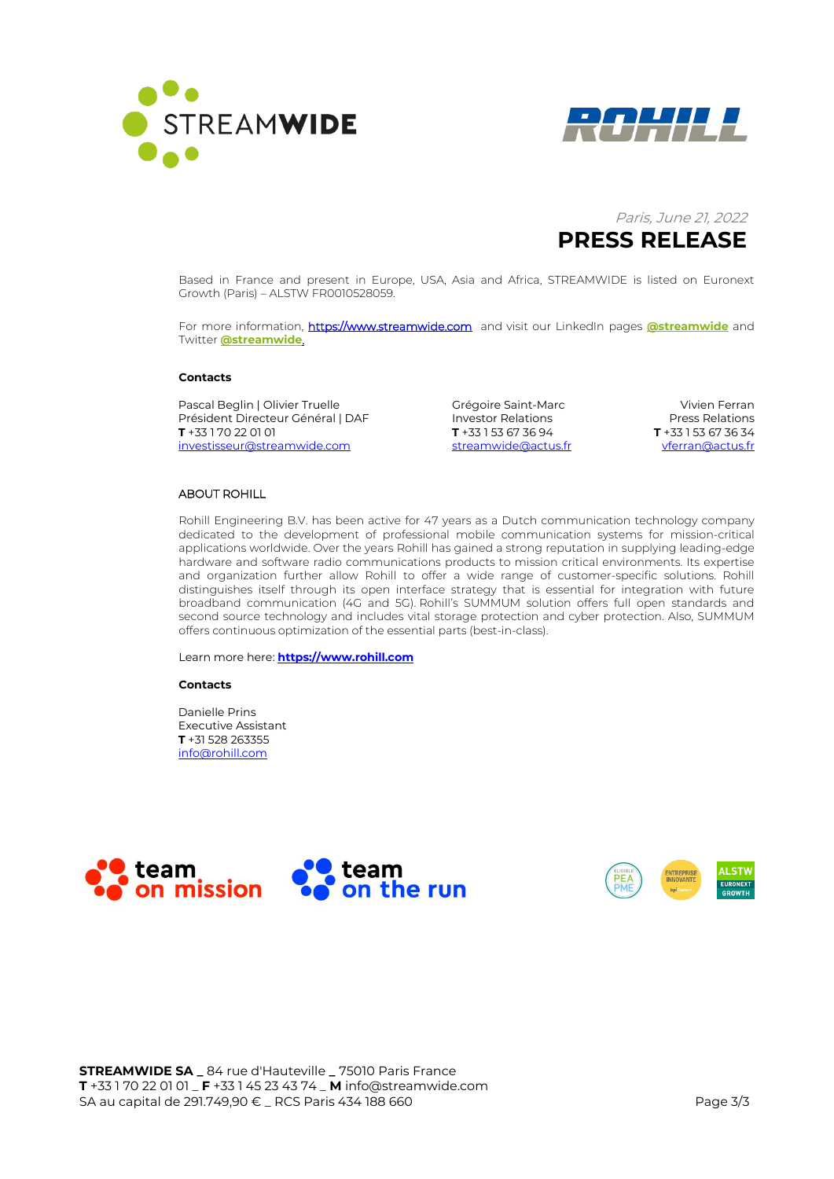Paris, June 21, 2022

# PRESS RELEASE

Based in France and present in Europe, USA, Asia and Africa, STREAMWIDE is listed on Euronext Growth (Paris) – ALSTW FR0010528059.

For more information, https://www.streamwide.com and visit our LinkedIn pages **@streamwide** and Twitter **@streamwide**.

**Contacts**

Pascal Beglin | Olivier Truelle
Président Directeur Général | DAF
**T** +33 1 70 22 01 01
investisseur@streamwide.com

Grégoire Saint-Marc
Investor Relations
**T** +33 1 53 67 36 94
streamwide@actus.fr

Vivien Ferran
Press Relations
**T** +33 1 53 67 36 34
vferran@actus.fr

ABOUT ROHILL

Rohill Engineering B.V. has been active for 47 years as a Dutch communication technology company dedicated to the development of professional mobile communication systems for mission-critical applications worldwide. Over the years Rohill has gained a strong reputation in supplying leading-edge hardware and software radio communications products to mission critical environments. Its expertise and organization further allow Rohill to offer a wide range of customer-specific solutions. Rohill distinguishes itself through its open interface strategy that is essential for integration with future broadband communication (4G and 5G). Rohill's SUMMUM solution offers full open standards and second source technology and includes vital storage protection and cyber protection. Also, SUMMUM offers continuous optimization of the essential parts (best-in-class).

Learn more here: **https://www.rohill.com**

**Contacts**

Danielle Prins
Executive Assistant
**T** +31 528 263355
info@rohill.com

team on mission

team on the run

**STREAMWIDE SA** _ 84 rue d'Hauteville _ 75010 Paris France
**T** +33 1 70 22 01 01 _ **F** +33 1 45 23 43 74 _ **M** info@streamwide.com
SA au capital de 291.749,90 € _ RCS Paris 434 188 660